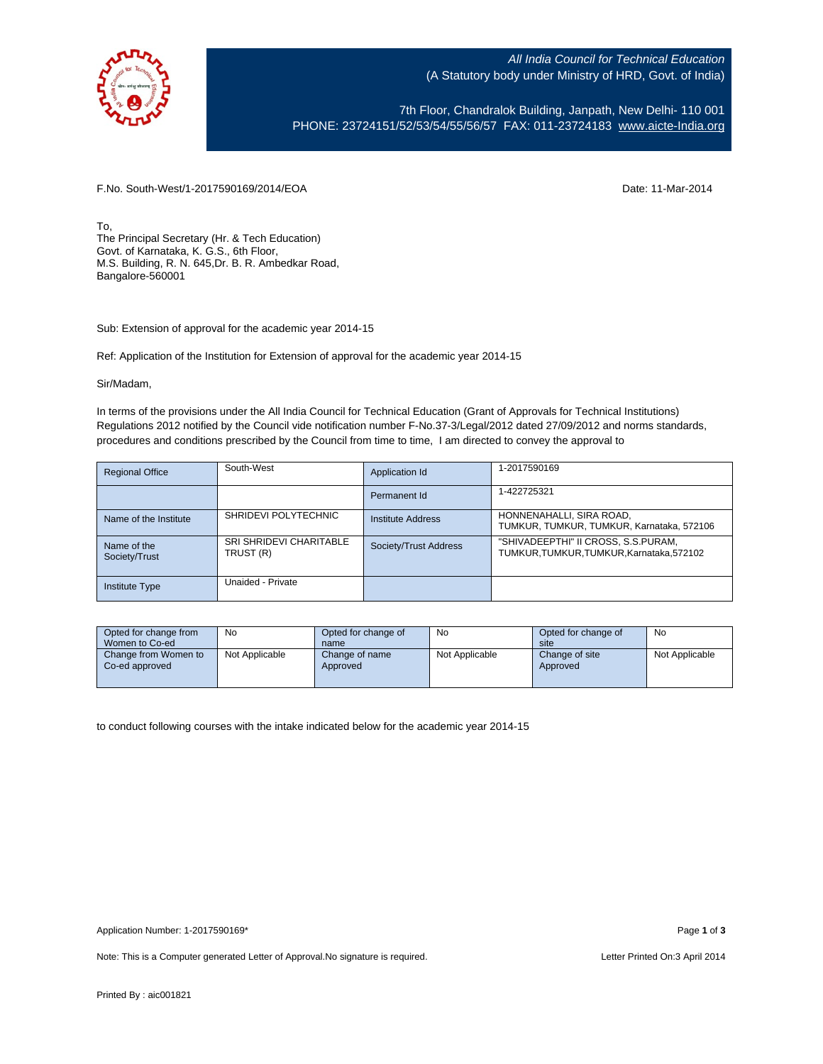All India Council for Technical Education
(A Statutory body under Ministry of HRD, Govt. of India)

7th Floor, Chandralok Building, Janpath, New Delhi- 110 001
PHONE: 23724151/52/53/54/55/56/57 FAX: 011-23724183 www.aicte-India.org

F.No. South-West/1-2017590169/2014/EOA

Date: 11-Mar-2014

To,
The Principal Secretary (Hr. & Tech Education)
Govt. of Karnataka, K. G.S., 6th Floor,
M.S. Building, R. N. 645,Dr. B. R. Ambedkar Road,
Bangalore-560001

Sub: Extension of approval for the academic year 2014-15

Ref: Application of the Institution for Extension of approval for the academic year 2014-15

Sir/Madam,

In terms of the provisions under the All India Council for Technical Education (Grant of Approvals for Technical Institutions) Regulations 2012 notified by the Council vide notification number F-No.37-3/Legal/2012 dated 27/09/2012 and norms standards, procedures and conditions prescribed by the Council from time to time, I am directed to convey the approval to

| | | | |
|---|---|---|---|
| Regional Office | South-West | Application Id | 1-2017590169 |
| | | Permanent Id | 1-422725321 |
| Name of the Institute | SHRIDEVI POLYTECHNIC | Institute Address | HONNENAHALLI, SIRA ROAD, TUMKUR, TUMKUR, TUMKUR, Karnataka, 572106 |
| Name of the Society/Trust | SRI SHRIDEVI CHARITABLE TRUST (R) | Society/Trust Address | "SHIVADEEPTHI" II CROSS, S.S.PURAM, TUMKUR,TUMKUR,TUMKUR,Karnataka,572102 |
| Institute Type | Unaided - Private | | |

| | | | | | |
|---|---|---|---|---|---|
| Opted for change from Women to Co-ed | No | Opted for change of name | No | Opted for change of site | No |
| Change from Women to Co-ed approved | Not Applicable | Change of name Approved | Not Applicable | Change of site Approved | Not Applicable |

to conduct following courses with the intake indicated below for the academic year 2014-15

Application Number: 1-2017590169*

Note: This is a Computer generated Letter of Approval.No signature is required.

Letter Printed On:3 April 2014

Printed By : aic001821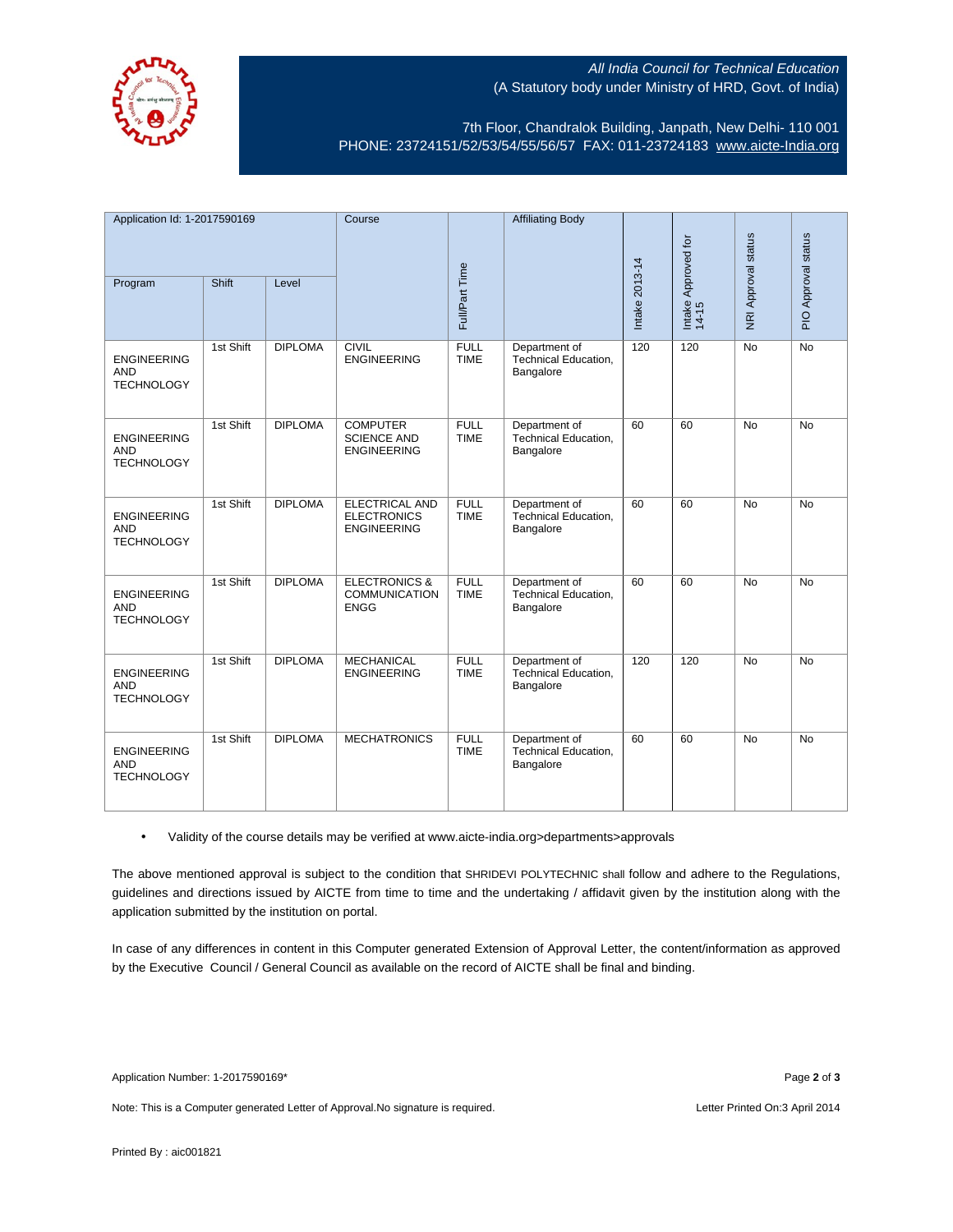All India Council for Technical Education
(A Statutory body under Ministry of HRD, Govt. of India)

7th Floor, Chandralok Building, Janpath, New Delhi- 110 001
PHONE: 23724151/52/53/54/55/56/57 FAX: 011-23724183 www.aicte-India.org

| Application Id: 1-2017590169 | | | Course | Full/Part Time | Affiliating Body | Intake 2013-14 | Intake Approved for 14-15 | NRI Approval status | PIO Approval status |
|---|---|---|---|---|---|---|---|---|---|
| Program | Shift | Level | | | | | | | |
| ENGINEERING AND TECHNOLOGY | 1st Shift | DIPLOMA | CIVIL ENGINEERING | FULL TIME | Department of Technical Education, Bangalore | 120 | 120 | No | No |
| ENGINEERING AND TECHNOLOGY | 1st Shift | DIPLOMA | COMPUTER SCIENCE AND ENGINEERING | FULL TIME | Department of Technical Education, Bangalore | 60 | 60 | No | No |
| ENGINEERING AND TECHNOLOGY | 1st Shift | DIPLOMA | ELECTRICAL AND ELECTRONICS ENGINEERING | FULL TIME | Department of Technical Education, Bangalore | 60 | 60 | No | No |
| ENGINEERING AND TECHNOLOGY | 1st Shift | DIPLOMA | ELECTRONICS & COMMUNICATION ENGG | FULL TIME | Department of Technical Education, Bangalore | 60 | 60 | No | No |
| ENGINEERING AND TECHNOLOGY | 1st Shift | DIPLOMA | MECHANICAL ENGINEERING | FULL TIME | Department of Technical Education, Bangalore | 120 | 120 | No | No |
| ENGINEERING AND TECHNOLOGY | 1st Shift | DIPLOMA | MECHATRONICS | FULL TIME | Department of Technical Education, Bangalore | 60 | 60 | No | No |

- Validity of the course details may be verified at www.aicte-india.org>departments>approvals

The above mentioned approval is subject to the condition that SHRIDEVI POLYTECHNIC shall follow and adhere to the Regulations, guidelines and directions issued by AICTE from time to time and the undertaking / affidavit given by the institution along with the application submitted by the institution on portal.

In case of any differences in content in this Computer generated Extension of Approval Letter, the content/information as approved by the Executive Council / General Council as available on the record of AICTE shall be final and binding.

Application Number: 1-2017590169*

Note: This is a Computer generated Letter of Approval.No signature is required.

Letter Printed On:3 April 2014

Printed By : aic001821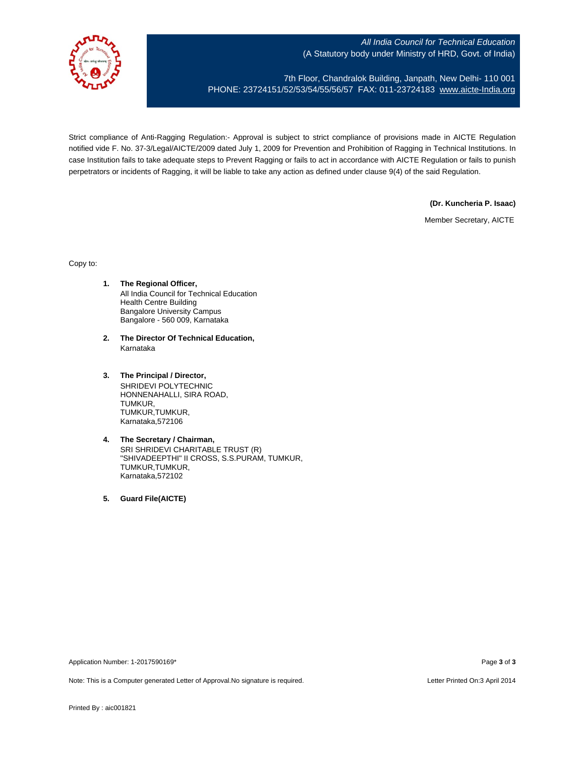*All India Council for Technical Education*
(A Statutory body under Ministry of HRD, Govt. of India)

7th Floor, Chandralok Building, Janpath, New Delhi- 110 001
PHONE: 23724151/52/53/54/55/56/57 FAX: 011-23724183 www.aicte-India.org

Strict compliance of Anti-Ragging Regulation:- Approval is subject to strict compliance of provisions made in AICTE Regulation notified vide F. No. 37-3/Legal/AICTE/2009 dated July 1, 2009 for Prevention and Prohibition of Ragging in Technical Institutions. In case Institution fails to take adequate steps to Prevent Ragging or fails to act in accordance with AICTE Regulation or fails to punish perpetrators or incidents of Ragging, it will be liable to take any action as defined under clause 9(4) of the said Regulation.

**(Dr. Kuncheria P. Isaac)**

Member Secretary, AICTE

Copy to:

1. **The Regional Officer,**
   All India Council for Technical Education
   Health Centre Building
   Bangalore University Campus
   Bangalore - 560 009, Karnataka

2. **The Director Of Technical Education,**
   Karnataka

3. **The Principal / Director,**
   SHRIDEVI POLYTECHNIC
   HONNENAHALLI, SIRA ROAD,
   TUMKUR,
   TUMKUR,TUMKUR,
   Karnataka,572106

4. **The Secretary / Chairman,**
   SRI SHRIDEVI CHARITABLE TRUST (R)
   "SHIVADEEPTHI" II CROSS, S.S.PURAM, TUMKUR,
   TUMKUR,TUMKUR,
   Karnataka,572102

5. **Guard File(AICTE)**

Application Number: 1-2017590169*

Note: This is a Computer generated Letter of Approval.No signature is required.

Letter Printed On:3 April 2014

Printed By : aic001821